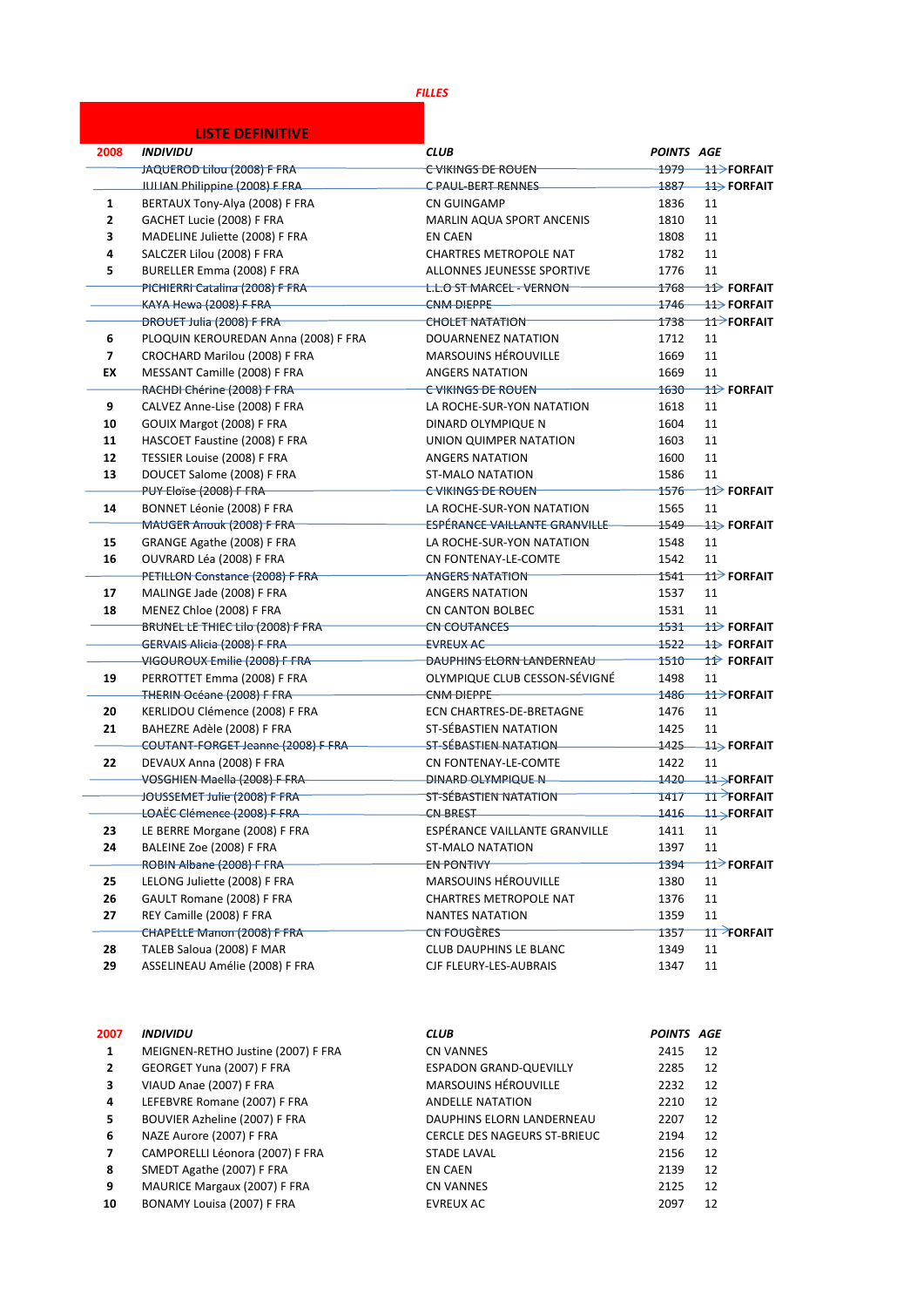*FILLES*

## LISTE DEFINITIVE

| 2008 | *INDIVIDU* | *CLUB* | *POINTS* | *AGE* | |
|---|---|---|---|---|---|
| | ~~JAQUEROD Lilou (2008) F FRA~~ | ~~C VIKINGS DE ROUEN~~ | ~~1979~~ | ~~11~~ | **FORFAIT** |
| | ~~JULIAN Philippine (2008) F FRA~~ | ~~C PAUL-BERT RENNES~~ | ~~1887~~ | ~~11~~ | **FORFAIT** |
| **1** | BERTAUX Tony-Alya (2008) F FRA | CN GUINGAMP | 1836 | 11 | |
| **2** | GACHET Lucie (2008) F FRA | MARLIN AQUA SPORT ANCENIS | 1810 | 11 | |
| **3** | MADELINE Juliette (2008) F FRA | EN CAEN | 1808 | 11 | |
| **4** | SALCZER Lilou (2008) F FRA | CHARTRES METROPOLE NAT | 1782 | 11 | |
| **5** | BURELLER Emma (2008) F FRA | ALLONNES JEUNESSE SPORTIVE | 1776 | 11 | |
| | ~~PICHIERRI Catalina (2008) F FRA~~ | ~~L.L.O ST MARCEL - VERNON~~ | ~~1768~~ | ~~11~~ | **FORFAIT** |
| | ~~KAYA Hewa (2008) F FRA~~ | ~~CNM DIEPPE~~ | ~~1746~~ | ~~11~~ | **FORFAIT** |
| | ~~DROUET Julia (2008) F FRA~~ | ~~CHOLET NATATION~~ | ~~1738~~ | ~~11~~ | **FORFAIT** |
| **6** | PLOQUIN KEROUREDAN Anna (2008) F FRA | DOUARNENEZ NATATION | 1712 | 11 | |
| **7** | CROCHARD Marilou (2008) F FRA | MARSOUINS HÉROUVILLE | 1669 | 11 | |
| **EX** | MESSANT Camille (2008) F FRA | ANGERS NATATION | 1669 | 11 | |
| | ~~RACHDI Chérine (2008) F FRA~~ | ~~C VIKINGS DE ROUEN~~ | ~~1630~~ | ~~11~~ | **FORFAIT** |
| **9** | CALVEZ Anne-Lise (2008) F FRA | LA ROCHE-SUR-YON NATATION | 1618 | 11 | |
| **10** | GOUIX Margot (2008) F FRA | DINARD OLYMPIQUE N | 1604 | 11 | |
| **11** | HASCOET Faustine (2008) F FRA | UNION QUIMPER NATATION | 1603 | 11 | |
| **12** | TESSIER Louise (2008) F FRA | ANGERS NATATION | 1600 | 11 | |
| **13** | DOUCET Salome (2008) F FRA | ST-MALO NATATION | 1586 | 11 | |
| | ~~PUY Eloïse (2008) F FRA~~ | ~~C VIKINGS DE ROUEN~~ | ~~1576~~ | ~~11~~ | **FORFAIT** |
| **14** | BONNET Léonie (2008) F FRA | LA ROCHE-SUR-YON NATATION | 1565 | 11 | |
| | ~~MAUGER Anouk (2008) F FRA~~ | ~~ESPÉRANCE VAILLANTE GRANVILLE~~ | ~~1549~~ | ~~11~~ | **FORFAIT** |
| **15** | GRANGE Agathe (2008) F FRA | LA ROCHE-SUR-YON NATATION | 1548 | 11 | |
| **16** | OUVRARD Léa (2008) F FRA | CN FONTENAY-LE-COMTE | 1542 | 11 | |
| | ~~PETILLON Constance (2008) F FRA~~ | ~~ANGERS NATATION~~ | ~~1541~~ | ~~11~~ | **FORFAIT** |
| **17** | MALINGE Jade (2008) F FRA | ANGERS NATATION | 1537 | 11 | |
| **18** | MENEZ Chloe (2008) F FRA | CN CANTON BOLBEC | 1531 | 11 | |
| | ~~BRUNEL LE THIEC Lilo (2008) F FRA~~ | ~~CN COUTANCES~~ | ~~1531~~ | ~~11~~ | **FORFAIT** |
| | ~~GERVAIS Alicia (2008) F FRA~~ | ~~EVREUX AC~~ | ~~1522~~ | ~~11~~ | **FORFAIT** |
| | ~~VIGOUROUX Emilie (2008) F FRA~~ | ~~DAUPHINS ELORN LANDERNEAU~~ | ~~1510~~ | ~~11~~ | **FORFAIT** |
| **19** | PERROTTET Emma (2008) F FRA | OLYMPIQUE CLUB CESSON-SÉVIGNÉ | 1498 | 11 | |
| | ~~THERIN Océane (2008) F FRA~~ | ~~CNM DIEPPE~~ | ~~1486~~ | ~~11~~ | **FORFAIT** |
| **20** | KERLIDOU Clémence (2008) F FRA | ECN CHARTRES-DE-BRETAGNE | 1476 | 11 | |
| **21** | BAHEZRE Adèle (2008) F FRA | ST-SÉBASTIEN NATATION | 1425 | 11 | |
| | ~~COUTANT-FORGET Jeanne (2008) F FRA~~ | ~~ST-SÉBASTIEN NATATION~~ | ~~1425~~ | ~~11~~ | **FORFAIT** |
| **22** | DEVAUX Anna (2008) F FRA | CN FONTENAY-LE-COMTE | 1422 | 11 | |
| | ~~VOSGHIEN Maella (2008) F FRA~~ | ~~DINARD OLYMPIQUE N~~ | ~~1420~~ | ~~11~~ | **FORFAIT** |
| | ~~JOUSSEMET Julie (2008) F FRA~~ | ~~ST-SÉBASTIEN NATATION~~ | ~~1417~~ | ~~11~~ | **FORFAIT** |
| | ~~LOAËC Clémence (2008) F FRA~~ | ~~CN BREST~~ | ~~1416~~ | ~~11~~ | **FORFAIT** |
| **23** | LE BERRE Morgane (2008) F FRA | ESPÉRANCE VAILLANTE GRANVILLE | 1411 | 11 | |
| **24** | BALEINE Zoe (2008) F FRA | ST-MALO NATATION | 1397 | 11 | |
| | ~~ROBIN Albane (2008) F FRA~~ | ~~EN PONTIVY~~ | ~~1394~~ | ~~11~~ | **FORFAIT** |
| **25** | LELONG Juliette (2008) F FRA | MARSOUINS HÉROUVILLE | 1380 | 11 | |
| **26** | GAULT Romane (2008) F FRA | CHARTRES METROPOLE NAT | 1376 | 11 | |
| **27** | REY Camille (2008) F FRA | NANTES NATATION | 1359 | 11 | |
| | ~~CHAPELLE Manon (2008) F FRA~~ | ~~CN FOUGÈRES~~ | ~~1357~~ | ~~11~~ | **FORFAIT** |
| **28** | TALEB Saloua (2008) F MAR | CLUB DAUPHINS LE BLANC | 1349 | 11 | |
| **29** | ASSELINEAU Amélie (2008) F FRA | CJF FLEURY-LES-AUBRAIS | 1347 | 11 | |

| 2007 | *INDIVIDU* | *CLUB* | *POINTS* | *AGE* |
|---|---|---|---|---|
| **1** | MEIGNEN-RETHO Justine (2007) F FRA | CN VANNES | 2415 | 12 |
| **2** | GEORGET Yuna (2007) F FRA | ESPADON GRAND-QUEVILLY | 2285 | 12 |
| **3** | VIAUD Anae (2007) F FRA | MARSOUINS HÉROUVILLE | 2232 | 12 |
| **4** | LEFEBVRE Romane (2007) F FRA | ANDELLE NATATION | 2210 | 12 |
| **5** | BOUVIER Azheline (2007) F FRA | DAUPHINS ELORN LANDERNEAU | 2207 | 12 |
| **6** | NAZE Aurore (2007) F FRA | CERCLE DES NAGEURS ST-BRIEUC | 2194 | 12 |
| **7** | CAMPORELLI Léonora (2007) F FRA | STADE LAVAL | 2156 | 12 |
| **8** | SMEDT Agathe (2007) F FRA | EN CAEN | 2139 | 12 |
| **9** | MAURICE Margaux (2007) F FRA | CN VANNES | 2125 | 12 |
| **10** | BONAMY Louisa (2007) F FRA | EVREUX AC | 2097 | 12 |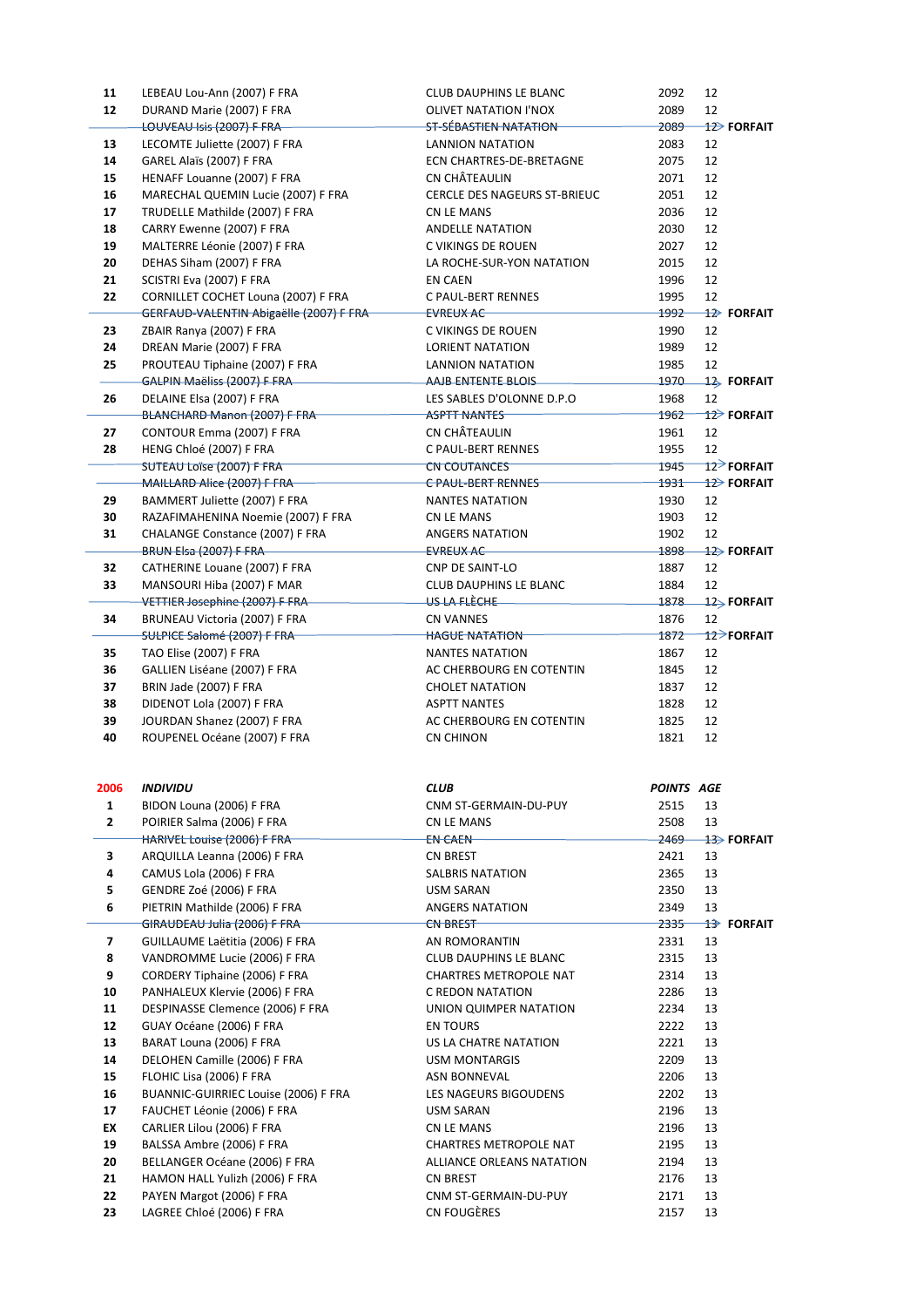| | | | | | |
|---|---|---|---|---|---|
| 11 | LEBEAU Lou-Ann (2007) F FRA | CLUB DAUPHINS LE BLANC | 2092 | 12 | |
| 12 | DURAND Marie (2007) F FRA | OLIVET NATATION l'NOX | 2089 | 12 | |
| | ~~LOUVEAU Isis (2007) F FRA~~ | ~~ST-SÉBASTIEN NATATION~~ | ~~2089~~ | ~~12~~ | **FORFAIT** |
| 13 | LECOMTE Juliette (2007) F FRA | LANNION NATATION | 2083 | 12 | |
| 14 | GAREL Alaïs (2007) F FRA | ECN CHARTRES-DE-BRETAGNE | 2075 | 12 | |
| 15 | HENAFF Louanne (2007) F FRA | CN CHÂTEAULIN | 2071 | 12 | |
| 16 | MARECHAL QUEMIN Lucie (2007) F FRA | CERCLE DES NAGEURS ST-BRIEUC | 2051 | 12 | |
| 17 | TRUDELLE Mathilde (2007) F FRA | CN LE MANS | 2036 | 12 | |
| 18 | CARRY Ewenne (2007) F FRA | ANDELLE NATATION | 2030 | 12 | |
| 19 | MALTERRE Léonie (2007) F FRA | C VIKINGS DE ROUEN | 2027 | 12 | |
| 20 | DEHAS Siham (2007) F FRA | LA ROCHE-SUR-YON NATATION | 2015 | 12 | |
| 21 | SCISTRI Eva (2007) F FRA | EN CAEN | 1996 | 12 | |
| 22 | CORNILLET COCHET Louna (2007) F FRA | C PAUL-BERT RENNES | 1995 | 12 | |
| | ~~GERFAUD-VALENTIN Abigaëlle (2007) F FRA~~ | ~~EVREUX AC~~ | ~~1992~~ | ~~12~~ | **FORFAIT** |
| 23 | ZBAIR Ranya (2007) F FRA | C VIKINGS DE ROUEN | 1990 | 12 | |
| 24 | DREAN Marie (2007) F FRA | LORIENT NATATION | 1989 | 12 | |
| 25 | PROUTEAU Tiphaine (2007) F FRA | LANNION NATATION | 1985 | 12 | |
| | ~~GALPIN Maëliss (2007) F FRA~~ | ~~AAJB ENTENTE BLOIS~~ | ~~1970~~ | ~~12~~ | **FORFAIT** |
| 26 | DELAINE Elsa (2007) F FRA | LES SABLES D'OLONNE D.P.O | 1968 | 12 | |
| | ~~BLANCHARD Manon (2007) F FRA~~ | ~~ASPTT NANTES~~ | ~~1962~~ | ~~12~~ | **FORFAIT** |
| 27 | CONTOUR Emma (2007) F FRA | CN CHÂTEAULIN | 1961 | 12 | |
| 28 | HENG Chloé (2007) F FRA | C PAUL-BERT RENNES | 1955 | 12 | |
| | ~~SUTEAU Loïse (2007) F FRA~~ | ~~CN COUTANCES~~ | ~~1945~~ | ~~12~~ | **FORFAIT** |
| | ~~MAILLARD Alice (2007) F FRA~~ | ~~C PAUL-BERT RENNES~~ | ~~1931~~ | ~~12~~ | **FORFAIT** |
| 29 | BAMMERT Juliette (2007) F FRA | NANTES NATATION | 1930 | 12 | |
| 30 | RAZAFIMAHENINA Noemie (2007) F FRA | CN LE MANS | 1903 | 12 | |
| 31 | CHALANGE Constance (2007) F FRA | ANGERS NATATION | 1902 | 12 | |
| | ~~BRUN Elsa (2007) F FRA~~ | ~~EVREUX AC~~ | ~~1898~~ | ~~12~~ | **FORFAIT** |
| 32 | CATHERINE Louane (2007) F FRA | CNP DE SAINT-LO | 1887 | 12 | |
| 33 | MANSOURI Hiba (2007) F MAR | CLUB DAUPHINS LE BLANC | 1884 | 12 | |
| | ~~VETTIER Josephine (2007) F FRA~~ | ~~US LA FLÈCHE~~ | ~~1878~~ | ~~12~~ | **FORFAIT** |
| 34 | BRUNEAU Victoria (2007) F FRA | CN VANNES | 1876 | 12 | |
| | ~~SULPICE Salomé (2007) F FRA~~ | ~~HAGUE NATATION~~ | ~~1872~~ | ~~12~~ | **FORFAIT** |
| 35 | TAO Elise (2007) F FRA | NANTES NATATION | 1867 | 12 | |
| 36 | GALLIEN Liséane (2007) F FRA | AC CHERBOURG EN COTENTIN | 1845 | 12 | |
| 37 | BRIN Jade (2007) F FRA | CHOLET NATATION | 1837 | 12 | |
| 38 | DIDENOT Lola (2007) F FRA | ASPTT NANTES | 1828 | 12 | |
| 39 | JOURDAN Shanez (2007) F FRA | AC CHERBOURG EN COTENTIN | 1825 | 12 | |
| 40 | ROUPENEL Océane (2007) F FRA | CN CHINON | 1821 | 12 | |

| **2006** | ***INDIVIDU*** | ***CLUB*** | ***POINTS*** | ***AGE*** | |
|---|---|---|---|---|---|
| 1 | BIDON Louna (2006) F FRA | CNM ST-GERMAIN-DU-PUY | 2515 | 13 | |
| 2 | POIRIER Salma (2006) F FRA | CN LE MANS | 2508 | 13 | |
| | ~~HARIVEL Louise (2006) F FRA~~ | ~~EN CAEN~~ | ~~2469~~ | ~~13~~ | **FORFAIT** |
| 3 | ARQUILLA Leanna (2006) F FRA | CN BREST | 2421 | 13 | |
| 4 | CAMUS Lola (2006) F FRA | SALBRIS NATATION | 2365 | 13 | |
| 5 | GENDRE Zoé (2006) F FRA | USM SARAN | 2350 | 13 | |
| 6 | PIETRIN Mathilde (2006) F FRA | ANGERS NATATION | 2349 | 13 | |
| | ~~GIRAUDEAU Julia (2006) F FRA~~ | ~~CN BREST~~ | ~~2335~~ | ~~13~~ | **FORFAIT** |
| 7 | GUILLAUME Laëtitia (2006) F FRA | AN ROMORANTIN | 2331 | 13 | |
| 8 | VANDROMME Lucie (2006) F FRA | CLUB DAUPHINS LE BLANC | 2315 | 13 | |
| 9 | CORDERY Tiphaine (2006) F FRA | CHARTRES METROPOLE NAT | 2314 | 13 | |
| 10 | PANHALEUX Klervie (2006) F FRA | C REDON NATATION | 2286 | 13 | |
| 11 | DESPINASSE Clemence (2006) F FRA | UNION QUIMPER NATATION | 2234 | 13 | |
| 12 | GUAY Océane (2006) F FRA | EN TOURS | 2222 | 13 | |
| 13 | BARAT Louna (2006) F FRA | US LA CHATRE NATATION | 2221 | 13 | |
| 14 | DELOHEN Camille (2006) F FRA | USM MONTARGIS | 2209 | 13 | |
| 15 | FLOHIC Lisa (2006) F FRA | ASN BONNEVAL | 2206 | 13 | |
| 16 | BUANNIC-GUIRRIEC Louise (2006) F FRA | LES NAGEURS BIGOUDENS | 2202 | 13 | |
| 17 | FAUCHET Léonie (2006) F FRA | USM SARAN | 2196 | 13 | |
| EX | CARLIER Lilou (2006) F FRA | CN LE MANS | 2196 | 13 | |
| 19 | BALSSA Ambre (2006) F FRA | CHARTRES METROPOLE NAT | 2195 | 13 | |
| 20 | BELLANGER Océane (2006) F FRA | ALLIANCE ORLEANS NATATION | 2194 | 13 | |
| 21 | HAMON HALL Yulizh (2006) F FRA | CN BREST | 2176 | 13 | |
| 22 | PAYEN Margot (2006) F FRA | CNM ST-GERMAIN-DU-PUY | 2171 | 13 | |
| 23 | LAGREE Chloé (2006) F FRA | CN FOUGÈRES | 2157 | 13 | |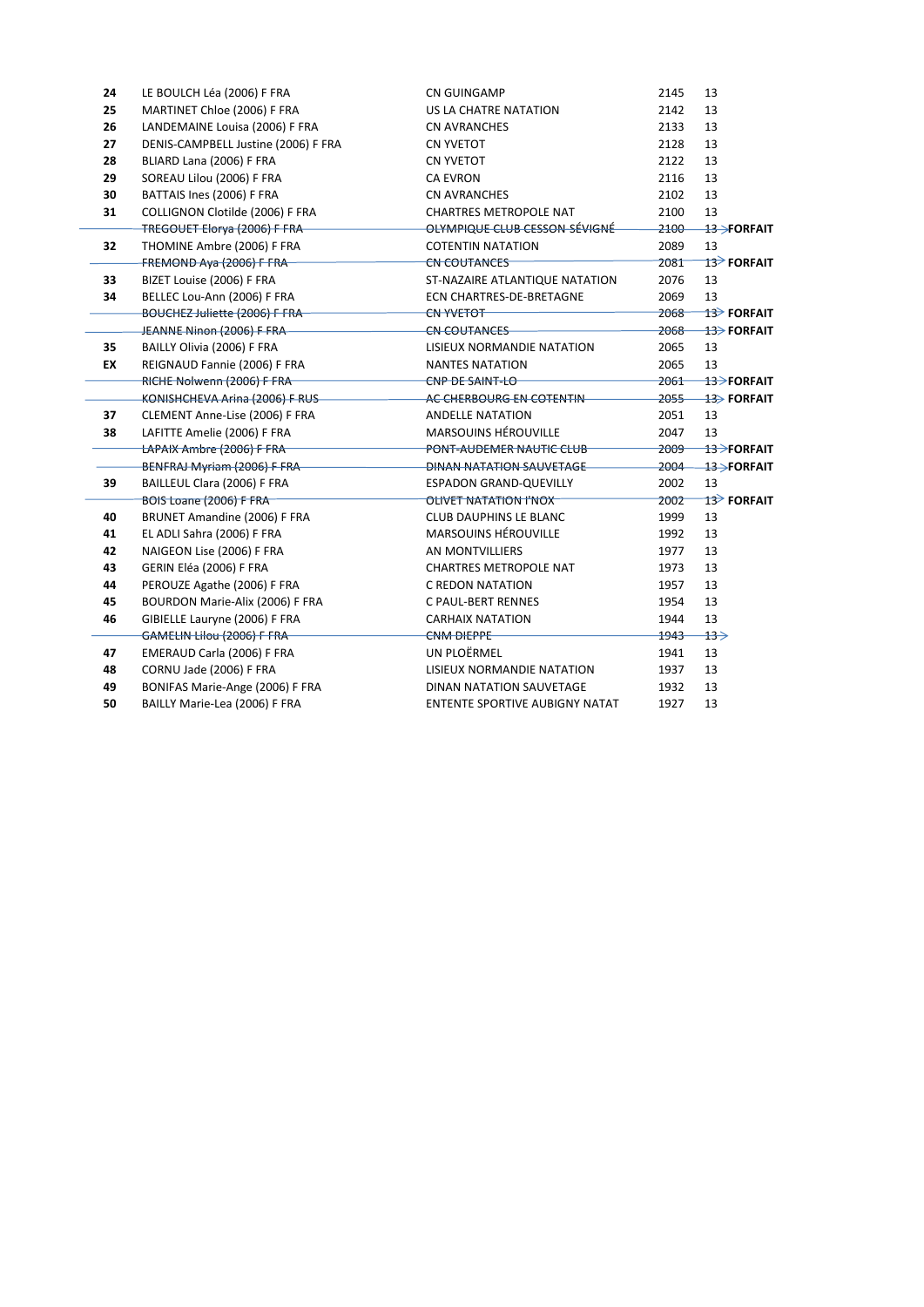| | | | | |
|---|---|---|---|---|
| 24 | LE BOULCH Léa (2006) F FRA | CN GUINGAMP | 2145 | 13 |
| 25 | MARTINET Chloe (2006) F FRA | US LA CHATRE NATATION | 2142 | 13 |
| 26 | LANDEMAINE Louisa (2006) F FRA | CN AVRANCHES | 2133 | 13 |
| 27 | DENIS-CAMPBELL Justine (2006) F FRA | CN YVETOT | 2128 | 13 |
| 28 | BLIARD Lana (2006) F FRA | CN YVETOT | 2122 | 13 |
| 29 | SOREAU Lilou (2006) F FRA | CA EVRON | 2116 | 13 |
| 30 | BATTAIS Ines (2006) F FRA | CN AVRANCHES | 2102 | 13 |
| 31 | COLLIGNON Clotilde (2006) F FRA | CHARTRES METROPOLE NAT | 2100 | 13 |
| | ~~TREGOUET Elorya (2006) F FRA~~ | ~~OLYMPIQUE CLUB CESSON SÉVIGNÉ~~ | ~~2100~~ | ~~13~~ **FORFAIT** |
| 32 | THOMINE Ambre (2006) F FRA | COTENTIN NATATION | 2089 | 13 |
| | ~~FREMOND Aya (2006) F FRA~~ | ~~CN COUTANCES~~ | ~~2081~~ | ~~13~~ **FORFAIT** |
| 33 | BIZET Louise (2006) F FRA | ST-NAZAIRE ATLANTIQUE NATATION | 2076 | 13 |
| 34 | BELLEC Lou-Ann (2006) F FRA | ECN CHARTRES-DE-BRETAGNE | 2069 | 13 |
| | ~~BOUCHEZ Juliette (2006) F FRA~~ | ~~CN YVETOT~~ | ~~2068~~ | ~~13~~ **FORFAIT** |
| | ~~JEANNE Ninon (2006) F FRA~~ | ~~CN COUTANCES~~ | ~~2068~~ | ~~13~~ **FORFAIT** |
| 35 | BAILLY Olivia (2006) F FRA | LISIEUX NORMANDIE NATATION | 2065 | 13 |
| EX | REIGNAUD Fannie (2006) F FRA | NANTES NATATION | 2065 | 13 |
| | ~~RICHE Nolwenn (2006) F FRA~~ | ~~CNP DE SAINT-LO~~ | ~~2061~~ | ~~13~~ **FORFAIT** |
| | ~~KONISHCHEVA Arina (2006) F RUS~~ | ~~AC CHERBOURG EN COTENTIN~~ | ~~2055~~ | ~~13~~ **FORFAIT** |
| 37 | CLEMENT Anne-Lise (2006) F FRA | ANDELLE NATATION | 2051 | 13 |
| 38 | LAFITTE Amelie (2006) F FRA | MARSOUINS HÉROUVILLE | 2047 | 13 |
| | ~~LAPAIX Ambre (2006) F FRA~~ | ~~PONT-AUDEMER NAUTIC CLUB~~ | ~~2009~~ | ~~13~~ **FORFAIT** |
| | ~~BENFRAJ Myriam (2006) F FRA~~ | ~~DINAN NATATION SAUVETAGE~~ | ~~2004~~ | ~~13~~ **FORFAIT** |
| 39 | BAILLEUL Clara (2006) F FRA | ESPADON GRAND-QUEVILLY | 2002 | 13 |
| | ~~BOIS Loane (2006) F FRA~~ | ~~OLIVET NATATION l'NOX~~ | ~~2002~~ | ~~13~~ **FORFAIT** |
| 40 | BRUNET Amandine (2006) F FRA | CLUB DAUPHINS LE BLANC | 1999 | 13 |
| 41 | EL ADLI Sahra (2006) F FRA | MARSOUINS HÉROUVILLE | 1992 | 13 |
| 42 | NAIGEON Lise (2006) F FRA | AN MONTVILLIERS | 1977 | 13 |
| 43 | GERIN Eléa (2006) F FRA | CHARTRES METROPOLE NAT | 1973 | 13 |
| 44 | PEROUZE Agathe (2006) F FRA | C REDON NATATION | 1957 | 13 |
| 45 | BOURDON Marie-Alix (2006) F FRA | C PAUL-BERT RENNES | 1954 | 13 |
| 46 | GIBIELLE Lauryne (2006) F FRA | CARHAIX NATATION | 1944 | 13 |
| | ~~GAMELIN Lilou (2006) F FRA~~ | ~~CNM DIEPPE~~ | ~~1943~~ | ~~13~~ |
| 47 | EMERAUD Carla (2006) F FRA | UN PLOËRMEL | 1941 | 13 |
| 48 | CORNU Jade (2006) F FRA | LISIEUX NORMANDIE NATATION | 1937 | 13 |
| 49 | BONIFAS Marie-Ange (2006) F FRA | DINAN NATATION SAUVETAGE | 1932 | 13 |
| 50 | BAILLY Marie-Lea (2006) F FRA | ENTENTE SPORTIVE AUBIGNY NATAT | 1927 | 13 |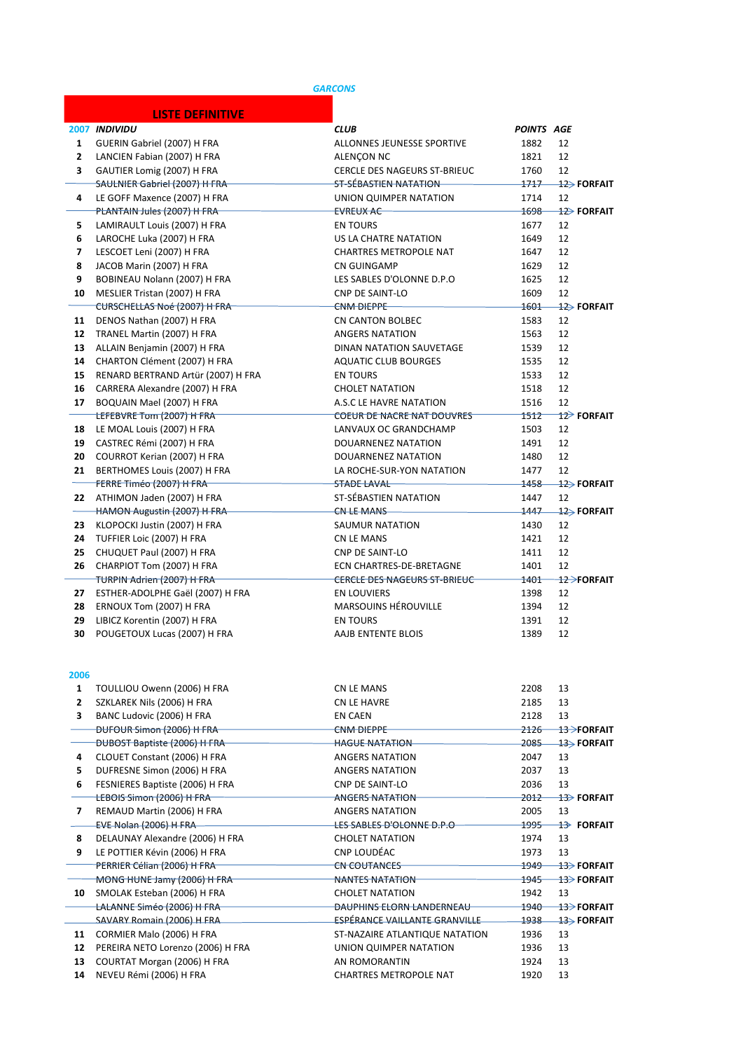*GARCONS*

**LISTE DEFINITIVE**

| 2007 | *INDIVIDU* | *CLUB* | *POINTS* | *AGE* | |
|---|---|---|---|---|---|
| 1 | GUERIN Gabriel (2007) H FRA | ALLONNES JEUNESSE SPORTIVE | 1882 | 12 | |
| 2 | LANCIEN Fabian (2007) H FRA | ALENÇON NC | 1821 | 12 | |
| 3 | GAUTIER Lomig (2007) H FRA | CERCLE DES NAGEURS ST-BRIEUC | 1760 | 12 | |
| | ~~SAULNIER Gabriel (2007) H FRA~~ | ~~ST-SÉBASTIEN NATATION~~ | ~~1717~~ | ~~12~~ | **FORFAIT** |
| 4 | LE GOFF Maxence (2007) H FRA | UNION QUIMPER NATATION | 1714 | 12 | |
| | ~~PLANTAIN Jules (2007) H FRA~~ | ~~EVREUX AC~~ | ~~1698~~ | ~~12~~ | **FORFAIT** |
| 5 | LAMIRAULT Louis (2007) H FRA | EN TOURS | 1677 | 12 | |
| 6 | LAROCHE Luka (2007) H FRA | US LA CHATRE NATATION | 1649 | 12 | |
| 7 | LESCOET Leni (2007) H FRA | CHARTRES METROPOLE NAT | 1647 | 12 | |
| 8 | JACOB Marin (2007) H FRA | CN GUINGAMP | 1629 | 12 | |
| 9 | BOBINEAU Nolann (2007) H FRA | LES SABLES D'OLONNE D.P.O | 1625 | 12 | |
| 10 | MESLIER Tristan (2007) H FRA | CNP DE SAINT-LO | 1609 | 12 | |
| | ~~CURSCHELLAS Noé (2007) H FRA~~ | ~~CNM DIEPPE~~ | ~~1601~~ | ~~12~~ | **FORFAIT** |
| 11 | DENOS Nathan (2007) H FRA | CN CANTON BOLBEC | 1583 | 12 | |
| 12 | TRANEL Martin (2007) H FRA | ANGERS NATATION | 1563 | 12 | |
| 13 | ALLAIN Benjamin (2007) H FRA | DINAN NATATION SAUVETAGE | 1539 | 12 | |
| 14 | CHARTON Clément (2007) H FRA | AQUATIC CLUB BOURGES | 1535 | 12 | |
| 15 | RENARD BERTRAND Artür (2007) H FRA | EN TOURS | 1533 | 12 | |
| 16 | CARRERA Alexandre (2007) H FRA | CHOLET NATATION | 1518 | 12 | |
| 17 | BOQUAIN Mael (2007) H FRA | A.S.C LE HAVRE NATATION | 1516 | 12 | |
| | ~~LEFEBVRE Tom (2007) H FRA~~ | ~~COEUR DE NACRE NAT DOUVRES~~ | ~~1512~~ | ~~12~~ | **FORFAIT** |
| 18 | LE MOAL Louis (2007) H FRA | LANVAUX OC GRANDCHAMP | 1503 | 12 | |
| 19 | CASTREC Rémi (2007) H FRA | DOUARNENEZ NATATION | 1491 | 12 | |
| 20 | COURROT Kerian (2007) H FRA | DOUARNENEZ NATATION | 1480 | 12 | |
| 21 | BERTHOMES Louis (2007) H FRA | LA ROCHE-SUR-YON NATATION | 1477 | 12 | |
| | ~~FERRE Timéo (2007) H FRA~~ | ~~STADE LAVAL~~ | ~~1458~~ | ~~12~~ | **FORFAIT** |
| 22 | ATHIMON Jaden (2007) H FRA | ST-SÉBASTIEN NATATION | 1447 | 12 | |
| | ~~HAMON Augustin (2007) H FRA~~ | ~~CN LE MANS~~ | ~~1447~~ | ~~12~~ | **FORFAIT** |
| 23 | KLOPOCKI Justin (2007) H FRA | SAUMUR NATATION | 1430 | 12 | |
| 24 | TUFFIER Loic (2007) H FRA | CN LE MANS | 1421 | 12 | |
| 25 | CHUQUET Paul (2007) H FRA | CNP DE SAINT-LO | 1411 | 12 | |
| 26 | CHARPIOT Tom (2007) H FRA | ECN CHARTRES-DE-BRETAGNE | 1401 | 12 | |
| | ~~TURPIN Adrien (2007) H FRA~~ | ~~CERCLE DES NAGEURS ST-BRIEUC~~ | ~~1401~~ | ~~12~~ | **FORFAIT** |
| 27 | ESTHER-ADOLPHE Gaël (2007) H FRA | EN LOUVIERS | 1398 | 12 | |
| 28 | ERNOUX Tom (2007) H FRA | MARSOUINS HÉROUVILLE | 1394 | 12 | |
| 29 | LIBICZ Korentin (2007) H FRA | EN TOURS | 1391 | 12 | |
| 30 | POUGETOUX Lucas (2007) H FRA | AAJB ENTENTE BLOIS | 1389 | 12 | |

| 2006 | | | | | |
|---|---|---|---|---|---|
| 1 | TOULLIOU Owenn (2006) H FRA | CN LE MANS | 2208 | 13 | |
| 2 | SZKLAREK Nils (2006) H FRA | CN LE HAVRE | 2185 | 13 | |
| 3 | BANC Ludovic (2006) H FRA | EN CAEN | 2128 | 13 | |
| | ~~DUFOUR Simon (2006) H FRA~~ | ~~CNM DIEPPE~~ | ~~2126~~ | ~~13~~ | **FORFAIT** |
| | ~~DUBOST Baptiste (2006) H FRA~~ | ~~HAGUE NATATION~~ | ~~2085~~ | ~~13~~ | **FORFAIT** |
| 4 | CLOUET Constant (2006) H FRA | ANGERS NATATION | 2047 | 13 | |
| 5 | DUFRESNE Simon (2006) H FRA | ANGERS NATATION | 2037 | 13 | |
| 6 | FESNIERES Baptiste (2006) H FRA | CNP DE SAINT-LO | 2036 | 13 | |
| | ~~LEBOIS Simon (2006) H FRA~~ | ~~ANGERS NATATION~~ | ~~2012~~ | ~~13~~ | **FORFAIT** |
| 7 | REMAUD Martin (2006) H FRA | ANGERS NATATION | 2005 | 13 | |
| | ~~EVE Nolan (2006) H FRA~~ | ~~LES SABLES D'OLONNE D.P.O~~ | ~~1995~~ | ~~13~~ | **FORFAIT** |
| 8 | DELAUNAY Alexandre (2006) H FRA | CHOLET NATATION | 1974 | 13 | |
| 9 | LE POTTIER Kévin (2006) H FRA | CNP LOUDÉAC | 1973 | 13 | |
| | ~~PERRIER Célian (2006) H FRA~~ | ~~CN COUTANCES~~ | ~~1949~~ | ~~13~~ | **FORFAIT** |
| | ~~MONG HUNE Jamy (2006) H FRA~~ | ~~NANTES NATATION~~ | ~~1945~~ | ~~13~~ | **FORFAIT** |
| 10 | SMOLAK Esteban (2006) H FRA | CHOLET NATATION | 1942 | 13 | |
| | ~~LALANNE Siméo (2006) H FRA~~ | ~~DAUPHINS ELORN LANDERNEAU~~ | ~~1940~~ | ~~13~~ | **FORFAIT** |
| | ~~SAVARY Romain (2006) H FRA~~ | ~~ESPÉRANCE VAILLANTE GRANVILLE~~ | ~~1938~~ | ~~13~~ | **FORFAIT** |
| 11 | CORMIER Malo (2006) H FRA | ST-NAZAIRE ATLANTIQUE NATATION | 1936 | 13 | |
| 12 | PEREIRA NETO Lorenzo (2006) H FRA | UNION QUIMPER NATATION | 1936 | 13 | |
| 13 | COURTAT Morgan (2006) H FRA | AN ROMORANTIN | 1924 | 13 | |
| 14 | NEVEU Rémi (2006) H FRA | CHARTRES METROPOLE NAT | 1920 | 13 | |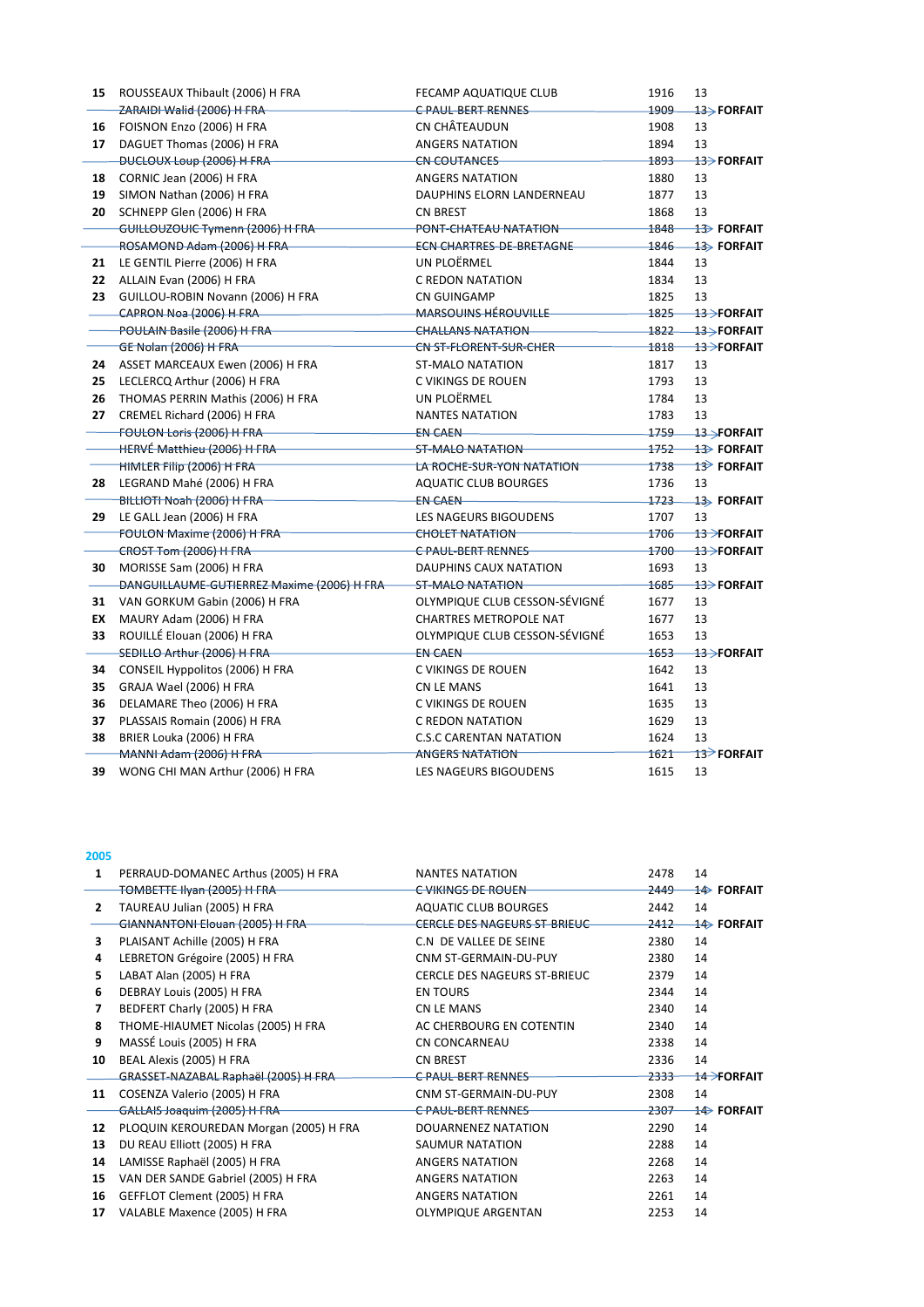| | | | | | |
|---|---|---|---|---|---|
| 15 | ROUSSEAUX Thibault (2006) H FRA | FECAMP AQUATIQUE CLUB | 1916 | 13 | |
| | ~~ZARAIDI Walid (2006) H FRA~~ | ~~C PAUL-BERT RENNES~~ | ~~1909~~ | ~~13~~ | **FORFAIT** |
| 16 | FOISNON Enzo (2006) H FRA | CN CHÂTEAUDUN | 1908 | 13 | |
| 17 | DAGUET Thomas (2006) H FRA | ANGERS NATATION | 1894 | 13 | |
| | ~~DUCLOUX Loup (2006) H FRA~~ | ~~CN COUTANCES~~ | ~~1893~~ | ~~13~~ | **FORFAIT** |
| 18 | CORNIC Jean (2006) H FRA | ANGERS NATATION | 1880 | 13 | |
| 19 | SIMON Nathan (2006) H FRA | DAUPHINS ELORN LANDERNEAU | 1877 | 13 | |
| 20 | SCHNEPP Glen (2006) H FRA | CN BREST | 1868 | 13 | |
| | ~~GUILLOUZOUIC Tymenn (2006) H FRA~~ | ~~PONT-CHATEAU NATATION~~ | ~~1848~~ | ~~13~~ | **FORFAIT** |
| | ~~ROSAMOND Adam (2006) H FRA~~ | ~~ECN CHARTRES DE BRETAGNE~~ | ~~1846~~ | ~~13~~ | **FORFAIT** |
| 21 | LE GENTIL Pierre (2006) H FRA | UN PLOËRMEL | 1844 | 13 | |
| 22 | ALLAIN Evan (2006) H FRA | C REDON NATATION | 1834 | 13 | |
| 23 | GUILLOU-ROBIN Novann (2006) H FRA | CN GUINGAMP | 1825 | 13 | |
| | ~~CAPRON Noa (2006) H FRA~~ | ~~MARSOUINS HÉROUVILLE~~ | ~~1825~~ | ~~13~~ | **FORFAIT** |
| | ~~POULAIN Basile (2006) H FRA~~ | ~~CHALLANS NATATION~~ | ~~1822~~ | ~~13~~ | **FORFAIT** |
| | ~~GE Nolan (2006) H FRA~~ | ~~CN ST-FLORENT-SUR-CHER~~ | ~~1818~~ | ~~13~~ | **FORFAIT** |
| 24 | ASSET MARCEAUX Ewen (2006) H FRA | ST-MALO NATATION | 1817 | 13 | |
| 25 | LECLERCQ Arthur (2006) H FRA | C VIKINGS DE ROUEN | 1793 | 13 | |
| 26 | THOMAS PERRIN Mathis (2006) H FRA | UN PLOËRMEL | 1784 | 13 | |
| 27 | CREMEL Richard (2006) H FRA | NANTES NATATION | 1783 | 13 | |
| | ~~FOULON Loris (2006) H FRA~~ | ~~EN CAEN~~ | ~~1759~~ | ~~13~~ | **FORFAIT** |
| | ~~HERVÉ Matthieu (2006) H FRA~~ | ~~ST-MALO NATATION~~ | ~~1752~~ | ~~13~~ | **FORFAIT** |
| | ~~HIMLER Filip (2006) H FRA~~ | ~~LA ROCHE-SUR-YON NATATION~~ | ~~1738~~ | ~~13~~ | **FORFAIT** |
| 28 | LEGRAND Mahé (2006) H FRA | AQUATIC CLUB BOURGES | 1736 | 13 | |
| | ~~BILLIOTI Noah (2006) H FRA~~ | ~~EN CAEN~~ | ~~1723~~ | ~~13~~ | **FORFAIT** |
| 29 | LE GALL Jean (2006) H FRA | LES NAGEURS BIGOUDENS | 1707 | 13 | |
| | ~~FOULON Maxime (2006) H FRA~~ | ~~CHOLET NATATION~~ | ~~1706~~ | ~~13~~ | **FORFAIT** |
| | ~~CROST Tom (2006) H FRA~~ | ~~C PAUL-BERT RENNES~~ | ~~1700~~ | ~~13~~ | **FORFAIT** |
| 30 | MORISSE Sam (2006) H FRA | DAUPHINS CAUX NATATION | 1693 | 13 | |
| | ~~DANGUILLAUME-GUTIERREZ Maxime (2006) H FRA~~ | ~~ST-MALO NATATION~~ | ~~1685~~ | ~~13~~ | **FORFAIT** |
| 31 | VAN GORKUM Gabin (2006) H FRA | OLYMPIQUE CLUB CESSON-SÉVIGNÉ | 1677 | 13 | |
| EX | MAURY Adam (2006) H FRA | CHARTRES METROPOLE NAT | 1677 | 13 | |
| 33 | ROUILLÉ Elouan (2006) H FRA | OLYMPIQUE CLUB CESSON-SÉVIGNÉ | 1653 | 13 | |
| | ~~SEDILLO Arthur (2006) H FRA~~ | ~~EN CAEN~~ | ~~1653~~ | ~~13~~ | **FORFAIT** |
| 34 | CONSEIL Hyppolitos (2006) H FRA | C VIKINGS DE ROUEN | 1642 | 13 | |
| 35 | GRAJA Wael (2006) H FRA | CN LE MANS | 1641 | 13 | |
| 36 | DELAMARE Theo (2006) H FRA | C VIKINGS DE ROUEN | 1635 | 13 | |
| 37 | PLASSAIS Romain (2006) H FRA | C REDON NATATION | 1629 | 13 | |
| 38 | BRIER Louka (2006) H FRA | C.S.C CARENTAN NATATION | 1624 | 13 | |
| | ~~MANNI Adam (2006) H FRA~~ | ~~ANGERS NATATION~~ | ~~1621~~ | ~~13~~ | **FORFAIT** |
| 39 | WONG CHI MAN Arthur (2006) H FRA | LES NAGEURS BIGOUDENS | 1615 | 13 | |

## 2005

| | | | | | |
|---|---|---|---|---|---|
| 1 | PERRAUD-DOMANEC Arthus (2005) H FRA | NANTES NATATION | 2478 | 14 | |
| | ~~TOMBETTE Ilyan (2005) H FRA~~ | ~~C VIKINGS DE ROUEN~~ | ~~2449~~ | ~~14~~ | **FORFAIT** |
| 2 | TAUREAU Julian (2005) H FRA | AQUATIC CLUB BOURGES | 2442 | 14 | |
| | ~~GIANNANTONI Elouan (2005) H FRA~~ | ~~CERCLE DES NAGEURS ST-BRIEUC~~ | ~~2412~~ | ~~14~~ | **FORFAIT** |
| 3 | PLAISANT Achille (2005) H FRA | C.N DE VALLEE DE SEINE | 2380 | 14 | |
| 4 | LEBRETON Grégoire (2005) H FRA | CNM ST-GERMAIN-DU-PUY | 2380 | 14 | |
| 5 | LABAT Alan (2005) H FRA | CERCLE DES NAGEURS ST-BRIEUC | 2379 | 14 | |
| 6 | DEBRAY Louis (2005) H FRA | EN TOURS | 2344 | 14 | |
| 7 | BEDFERT Charly (2005) H FRA | CN LE MANS | 2340 | 14 | |
| 8 | THOME-HIAUMET Nicolas (2005) H FRA | AC CHERBOURG EN COTENTIN | 2340 | 14 | |
| 9 | MASSÉ Louis (2005) H FRA | CN CONCARNEAU | 2338 | 14 | |
| 10 | BEAL Alexis (2005) H FRA | CN BREST | 2336 | 14 | |
| | ~~GRASSET-NAZABAL Raphaël (2005) H FRA~~ | ~~C PAUL-BERT RENNES~~ | ~~2333~~ | ~~14~~ | **FORFAIT** |
| 11 | COSENZA Valerio (2005) H FRA | CNM ST-GERMAIN-DU-PUY | 2308 | 14 | |
| | ~~GALLAIS Joaquim (2005) H FRA~~ | ~~C PAUL-BERT RENNES~~ | ~~2307~~ | ~~14~~ | **FORFAIT** |
| 12 | PLOQUIN KEROUREDAN Morgan (2005) H FRA | DOUARNENEZ NATATION | 2290 | 14 | |
| 13 | DU REAU Elliott (2005) H FRA | SAUMUR NATATION | 2288 | 14 | |
| 14 | LAMISSE Raphaël (2005) H FRA | ANGERS NATATION | 2268 | 14 | |
| 15 | VAN DER SANDE Gabriel (2005) H FRA | ANGERS NATATION | 2263 | 14 | |
| 16 | GEFFLOT Clement (2005) H FRA | ANGERS NATATION | 2261 | 14 | |
| 17 | VALABLE Maxence (2005) H FRA | OLYMPIQUE ARGENTAN | 2253 | 14 | |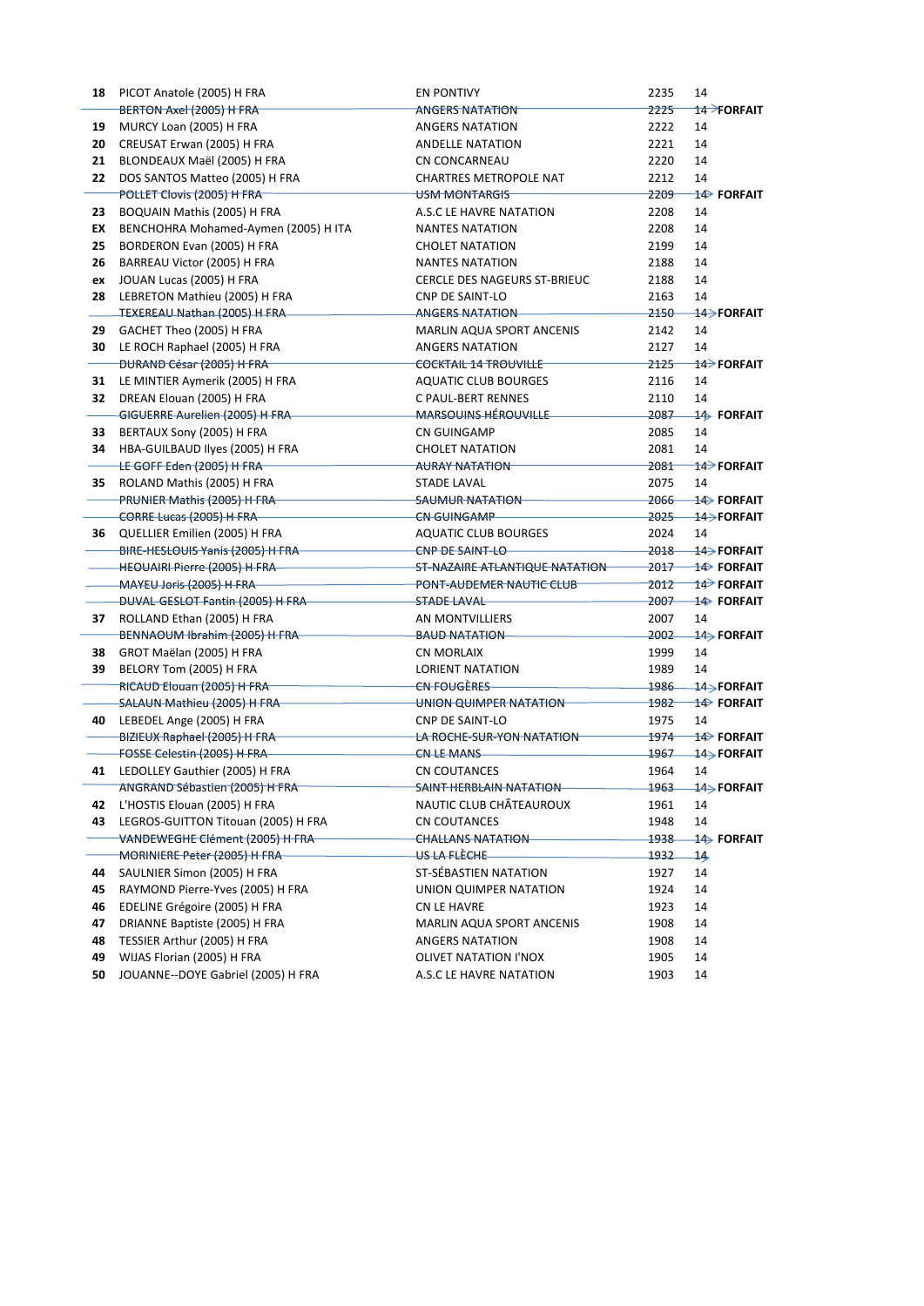| | | | | | |
|---|---|---|---|---|---|
| 18 | PICOT Anatole (2005) H FRA | EN PONTIVY | 2235 | 14 | |
| | ~~BERTON Axel (2005) H FRA~~ | ~~ANGERS NATATION~~ | ~~2225~~ | ~~14~~ | FORFAIT |
| 19 | MURCY Loan (2005) H FRA | ANGERS NATATION | 2222 | 14 | |
| 20 | CREUSAT Erwan (2005) H FRA | ANDELLE NATATION | 2221 | 14 | |
| 21 | BLONDEAUX Maël (2005) H FRA | CN CONCARNEAU | 2220 | 14 | |
| 22 | DOS SANTOS Matteo (2005) H FRA | CHARTRES METROPOLE NAT | 2212 | 14 | |
| | ~~POLLET Clovis (2005) H FRA~~ | ~~USM MONTARGIS~~ | ~~2209~~ | ~~14~~ | FORFAIT |
| 23 | BOQUAIN Mathis (2005) H FRA | A.S.C LE HAVRE NATATION | 2208 | 14 | |
| EX | BENCHOHRA Mohamed-Aymen (2005) H ITA | NANTES NATATION | 2208 | 14 | |
| 25 | BORDERON Evan (2005) H FRA | CHOLET NATATION | 2199 | 14 | |
| 26 | BARREAU Victor (2005) H FRA | NANTES NATATION | 2188 | 14 | |
| ex | JOUAN Lucas (2005) H FRA | CERCLE DES NAGEURS ST-BRIEUC | 2188 | 14 | |
| 28 | LEBRETON Mathieu (2005) H FRA | CNP DE SAINT-LO | 2163 | 14 | |
| | ~~TEXEREAU Nathan (2005) H FRA~~ | ~~ANGERS NATATION~~ | ~~2150~~ | ~~14~~ | FORFAIT |
| 29 | GACHET Theo (2005) H FRA | MARLIN AQUA SPORT ANCENIS | 2142 | 14 | |
| 30 | LE ROCH Raphael (2005) H FRA | ANGERS NATATION | 2127 | 14 | |
| | ~~DURAND César (2005) H FRA~~ | ~~COCKTAIL 14 TROUVILLE~~ | ~~2125~~ | ~~14~~ | FORFAIT |
| 31 | LE MINTIER Aymerik (2005) H FRA | AQUATIC CLUB BOURGES | 2116 | 14 | |
| 32 | DREAN Elouan (2005) H FRA | C PAUL-BERT RENNES | 2110 | 14 | |
| | ~~GIGUERRE Aurelien (2005) H FRA~~ | ~~MARSOUINS HÉROUVILLE~~ | ~~2087~~ | ~~14~~ | FORFAIT |
| 33 | BERTAUX Sony (2005) H FRA | CN GUINGAMP | 2085 | 14 | |
| 34 | HBA-GUILBAUD Ilyes (2005) H FRA | CHOLET NATATION | 2081 | 14 | |
| | ~~LE GOFF Eden (2005) H FRA~~ | ~~AURAY NATATION~~ | ~~2081~~ | ~~14~~ | FORFAIT |
| 35 | ROLAND Mathis (2005) H FRA | STADE LAVAL | 2075 | 14 | |
| | ~~PRUNIER Mathis (2005) H FRA~~ | ~~SAUMUR NATATION~~ | ~~2066~~ | ~~14~~ | FORFAIT |
| | ~~CORRE Lucas (2005) H FRA~~ | ~~CN GUINGAMP~~ | ~~2025~~ | ~~14~~ | FORFAIT |
| 36 | QUELLIER Emilien (2005) H FRA | AQUATIC CLUB BOURGES | 2024 | 14 | |
| | ~~BIRE-HESLOUIS Yanis (2005) H FRA~~ | ~~CNP DE SAINT-LO~~ | ~~2018~~ | ~~14~~ | FORFAIT |
| | ~~HEOUAIRI Pierre (2005) H FRA~~ | ~~ST-NAZAIRE ATLANTIQUE NATATION~~ | ~~2017~~ | ~~14~~ | FORFAIT |
| | ~~MAYEU Joris (2005) H FRA~~ | ~~PONT-AUDEMER NAUTIC CLUB~~ | ~~2012~~ | ~~14~~ | FORFAIT |
| | ~~DUVAL-GESLOT Fantin (2005) H FRA~~ | ~~STADE LAVAL~~ | ~~2007~~ | ~~14~~ | FORFAIT |
| 37 | ROLLAND Ethan (2005) H FRA | AN MONTVILLIERS | 2007 | 14 | |
| | ~~BENNAOUM Ibrahim (2005) H FRA~~ | ~~BAUD NATATION~~ | ~~2002~~ | ~~14~~ | FORFAIT |
| 38 | GROT Maëlan (2005) H FRA | CN MORLAIX | 1999 | 14 | |
| 39 | BELORY Tom (2005) H FRA | LORIENT NATATION | 1989 | 14 | |
| | ~~RICAUD Elouan (2005) H FRA~~ | ~~CN FOUGÈRES~~ | ~~1986~~ | ~~14~~ | FORFAIT |
| | ~~SALAUN Mathieu (2005) H FRA~~ | ~~UNION QUIMPER NATATION~~ | ~~1982~~ | ~~14~~ | FORFAIT |
| 40 | LEBEDEL Ange (2005) H FRA | CNP DE SAINT-LO | 1975 | 14 | |
| | ~~BIZIEUX Raphael (2005) H FRA~~ | ~~LA ROCHE-SUR-YON NATATION~~ | ~~1974~~ | ~~14~~ | FORFAIT |
| | ~~FOSSE Celestin (2005) H FRA~~ | ~~CN LE MANS~~ | ~~1967~~ | ~~14~~ | FORFAIT |
| 41 | LEDOLLEY Gauthier (2005) H FRA | CN COUTANCES | 1964 | 14 | |
| | ~~ANGRAND Sébastien (2005) H FRA~~ | ~~SAINT HERBLAIN NATATION~~ | ~~1963~~ | ~~14~~ | FORFAIT |
| 42 | L'HOSTIS Elouan (2005) H FRA | NAUTIC CLUB CHÂTEAUROUX | 1961 | 14 | |
| 43 | LEGROS-GUITTON Titouan (2005) H FRA | CN COUTANCES | 1948 | 14 | |
| | ~~VANDEWEGHE Clément (2005) H FRA~~ | ~~CHALLANS NATATION~~ | ~~1938~~ | ~~14~~ | FORFAIT |
| | ~~MORINIERE Peter (2005) H FRA~~ | ~~US LA FLÈCHE~~ | ~~1932~~ | ~~14~~ | |
| 44 | SAULNIER Simon (2005) H FRA | ST-SÉBASTIEN NATATION | 1927 | 14 | |
| 45 | RAYMOND Pierre-Yves (2005) H FRA | UNION QUIMPER NATATION | 1924 | 14 | |
| 46 | EDELINE Grégoire (2005) H FRA | CN LE HAVRE | 1923 | 14 | |
| 47 | DRIANNE Baptiste (2005) H FRA | MARLIN AQUA SPORT ANCENIS | 1908 | 14 | |
| 48 | TESSIER Arthur (2005) H FRA | ANGERS NATATION | 1908 | 14 | |
| 49 | WIJAS Florian (2005) H FRA | OLIVET NATATION I'NOX | 1905 | 14 | |
| 50 | JOUANNE--DOYE Gabriel (2005) H FRA | A.S.C LE HAVRE NATATION | 1903 | 14 | |